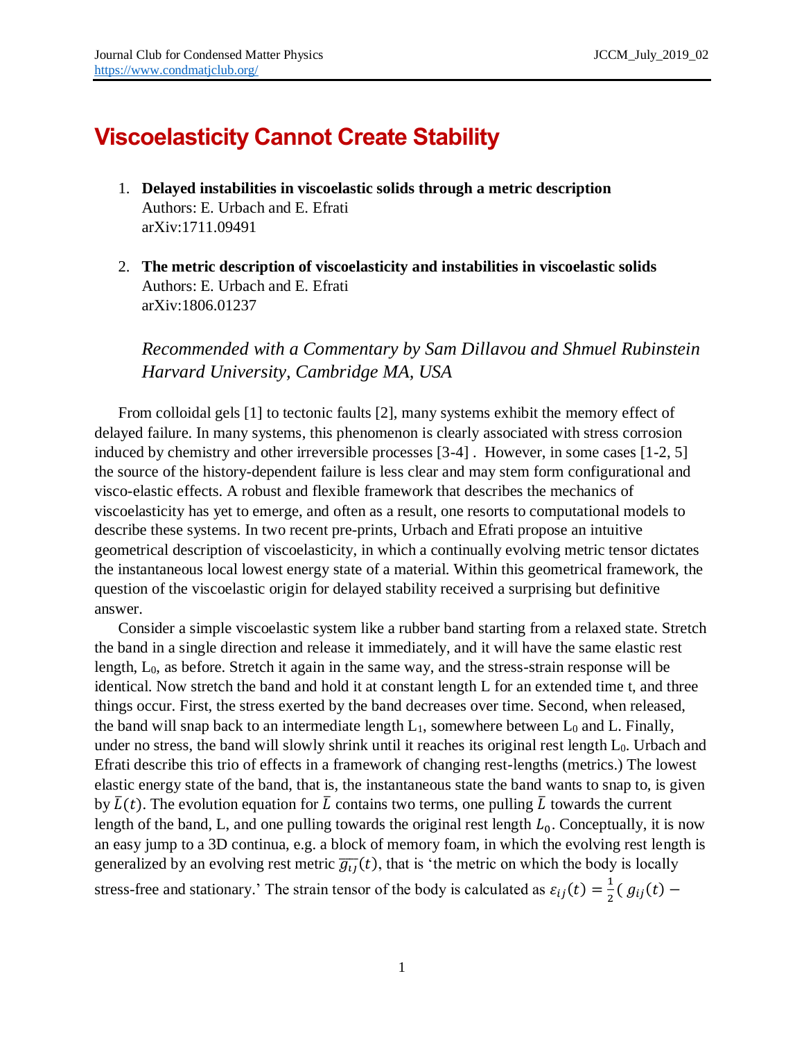# Viscoelasticity Cannot Create Stability

1. **Delayed instabilities in viscoelastic solids through a metric description**
   Authors: E. Urbach and E. Efrati
   arXiv:1711.09491

2. **The metric description of viscoelasticity and instabilities in viscoelastic solids**
   Authors: E. Urbach and E. Efrati
   arXiv:1806.01237

*Recommended with a Commentary by Sam Dillavou and Shmuel Rubinstein*
*Harvard University, Cambridge MA, USA*

From colloidal gels [1] to tectonic faults [2], many systems exhibit the memory effect of delayed failure. In many systems, this phenomenon is clearly associated with stress corrosion induced by chemistry and other irreversible processes [3-4] . However, in some cases [1-2, 5] the source of the history-dependent failure is less clear and may stem form configurational and visco-elastic effects. A robust and flexible framework that describes the mechanics of viscoelasticity has yet to emerge, and often as a result, one resorts to computational models to describe these systems. In two recent pre-prints, Urbach and Efrati propose an intuitive geometrical description of viscoelasticity, in which a continually evolving metric tensor dictates the instantaneous local lowest energy state of a material. Within this geometrical framework, the question of the viscoelastic origin for delayed stability received a surprising but definitive answer.

Consider a simple viscoelastic system like a rubber band starting from a relaxed state. Stretch the band in a single direction and release it immediately, and it will have the same elastic rest length, $L_0$, as before. Stretch it again in the same way, and the stress-strain response will be identical. Now stretch the band and hold it at constant length L for an extended time t, and three things occur. First, the stress exerted by the band decreases over time. Second, when released, the band will snap back to an intermediate length $L_1$, somewhere between $L_0$ and L. Finally, under no stress, the band will slowly shrink until it reaches its original rest length $L_0$. Urbach and Efrati describe this trio of effects in a framework of changing rest-lengths (metrics.) The lowest elastic energy state of the band, that is, the instantaneous state the band wants to snap to, is given by $\bar{L}(t)$. The evolution equation for $\bar{L}$ contains two terms, one pulling $\bar{L}$ towards the current length of the band, L, and one pulling towards the original rest length $L_0$. Conceptually, it is now an easy jump to a 3D continua, e.g. a block of memory foam, in which the evolving rest length is generalized by an evolving rest metric $\overline{g_{ij}}(t)$, that is 'the metric on which the body is locally stress-free and stationary.' The strain tensor of the body is calculated as $\varepsilon_{ij}(t) = \frac{1}{2}( g_{ij}(t) -$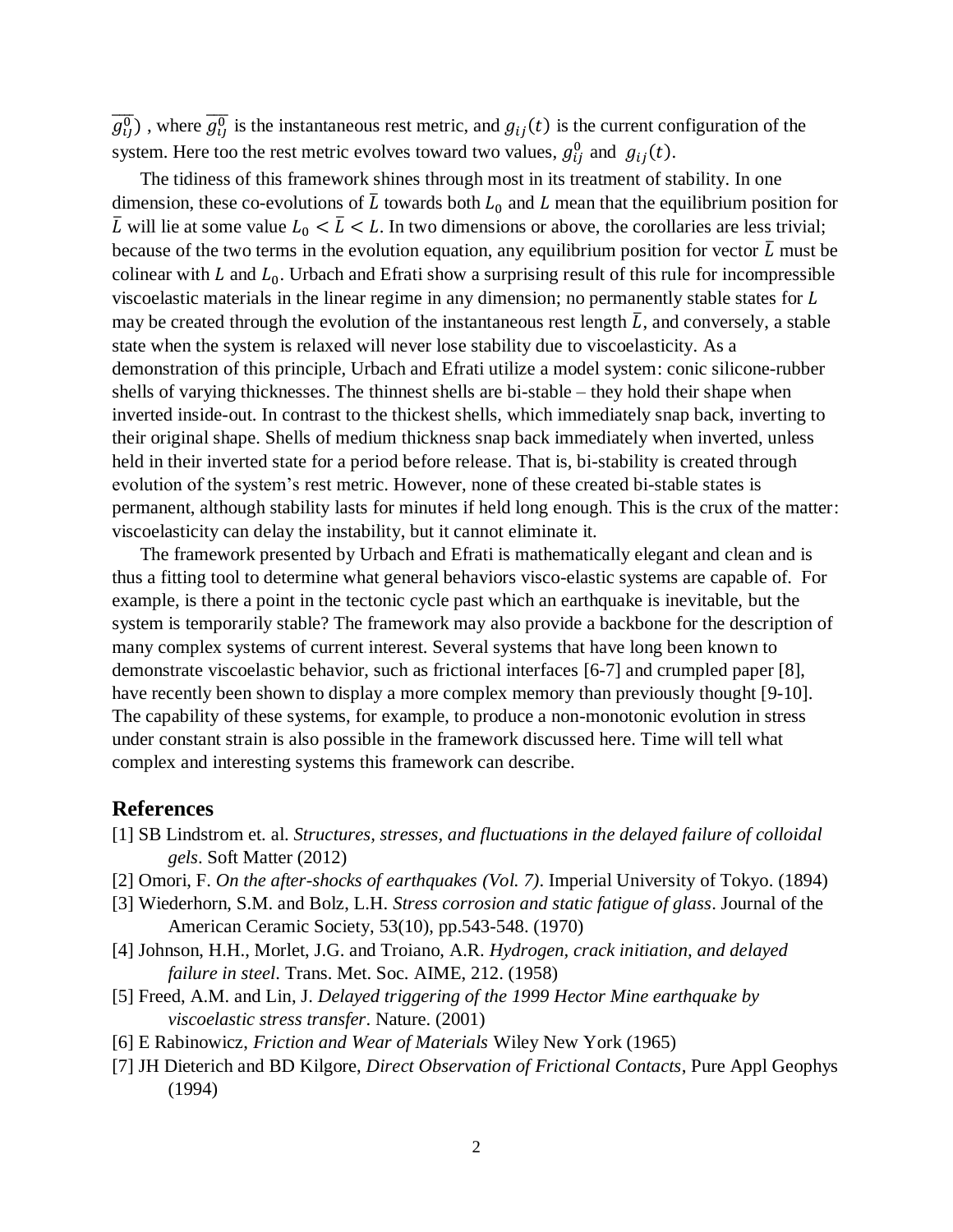$\overline{g_{ij}^0}$) , where $\overline{g_{ij}^0}$ is the instantaneous rest metric, and $g_{ij}(t)$ is the current configuration of the system. Here too the rest metric evolves toward two values, $g_{ij}^0$ and $g_{ij}(t)$.

The tidiness of this framework shines through most in its treatment of stability. In one dimension, these co-evolutions of $\bar{L}$ towards both $L_0$ and $L$ mean that the equilibrium position for $\bar{L}$ will lie at some value $L_0 < \bar{L} < L$. In two dimensions or above, the corollaries are less trivial; because of the two terms in the evolution equation, any equilibrium position for vector $\bar{L}$ must be colinear with $L$ and $L_0$. Urbach and Efrati show a surprising result of this rule for incompressible viscoelastic materials in the linear regime in any dimension; no permanently stable states for $L$ may be created through the evolution of the instantaneous rest length $\bar{L}$, and conversely, a stable state when the system is relaxed will never lose stability due to viscoelasticity. As a demonstration of this principle, Urbach and Efrati utilize a model system: conic silicone-rubber shells of varying thicknesses. The thinnest shells are bi-stable – they hold their shape when inverted inside-out. In contrast to the thickest shells, which immediately snap back, inverting to their original shape. Shells of medium thickness snap back immediately when inverted, unless held in their inverted state for a period before release. That is, bi-stability is created through evolution of the system's rest metric. However, none of these created bi-stable states is permanent, although stability lasts for minutes if held long enough. This is the crux of the matter: viscoelasticity can delay the instability, but it cannot eliminate it.

The framework presented by Urbach and Efrati is mathematically elegant and clean and is thus a fitting tool to determine what general behaviors visco-elastic systems are capable of. For example, is there a point in the tectonic cycle past which an earthquake is inevitable, but the system is temporarily stable? The framework may also provide a backbone for the description of many complex systems of current interest. Several systems that have long been known to demonstrate viscoelastic behavior, such as frictional interfaces [6-7] and crumpled paper [8], have recently been shown to display a more complex memory than previously thought [9-10]. The capability of these systems, for example, to produce a non-monotonic evolution in stress under constant strain is also possible in the framework discussed here. Time will tell what complex and interesting systems this framework can describe.

## References

[1] SB Lindstrom et. al. *Structures, stresses, and fluctuations in the delayed failure of colloidal gels*. Soft Matter (2012)

[2] Omori, F. *On the after-shocks of earthquakes (Vol. 7)*. Imperial University of Tokyo. (1894)

[3] Wiederhorn, S.M. and Bolz, L.H. *Stress corrosion and static fatigue of glass*. Journal of the American Ceramic Society, 53(10), pp.543-548. (1970)

[4] Johnson, H.H., Morlet, J.G. and Troiano, A.R. *Hydrogen, crack initiation, and delayed failure in steel*. Trans. Met. Soc. AIME, 212. (1958)

[5] Freed, A.M. and Lin, J. *Delayed triggering of the 1999 Hector Mine earthquake by viscoelastic stress transfer*. Nature. (2001)

[6] E Rabinowicz, *Friction and Wear of Materials* Wiley New York (1965)

[7] JH Dieterich and BD Kilgore, *Direct Observation of Frictional Contacts*, Pure Appl Geophys (1994)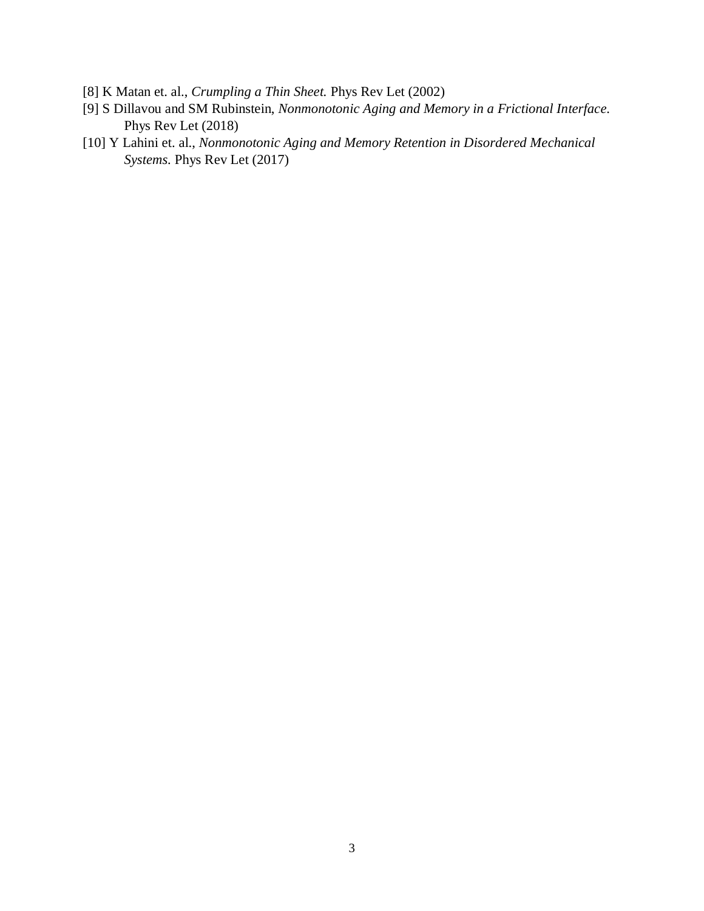[8] K Matan et. al., *Crumpling a Thin Sheet.* Phys Rev Let (2002)

[9] S Dillavou and SM Rubinstein, *Nonmonotonic Aging and Memory in a Frictional Interface.* Phys Rev Let (2018)

[10] Y Lahini et. al., *Nonmonotonic Aging and Memory Retention in Disordered Mechanical Systems.* Phys Rev Let (2017)